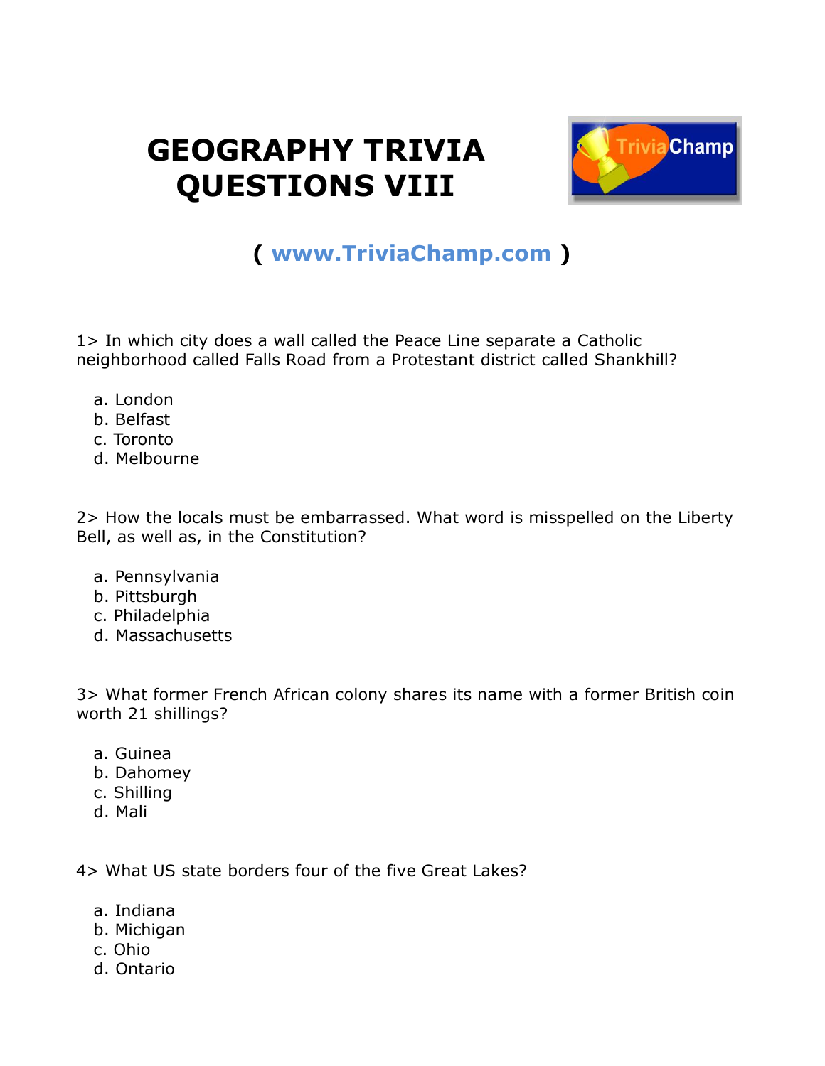# GEOGRAPHY TRIVIA QUESTIONS VIII

( www.TriviaChamp.com )

1> In which city does a wall called the Peace Line separate a Catholic neighborhood called Falls Road from a Protestant district called Shankhill?

a. London
b. Belfast
c. Toronto
d. Melbourne

2> How the locals must be embarrassed. What word is misspelled on the Liberty Bell, as well as, in the Constitution?

a. Pennsylvania
b. Pittsburgh
c. Philadelphia
d. Massachusetts

3> What former French African colony shares its name with a former British coin worth 21 shillings?

a. Guinea
b. Dahomey
c. Shilling
d. Mali

4> What US state borders four of the five Great Lakes?

a. Indiana
b. Michigan
c. Ohio
d. Ontario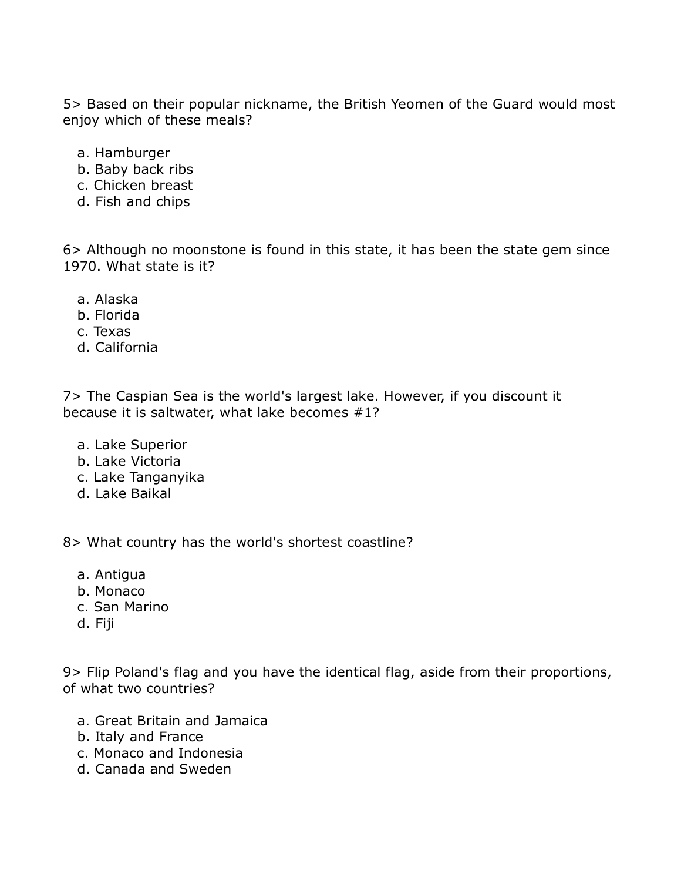5> Based on their popular nickname, the British Yeomen of the Guard would most enjoy which of these meals?

a. Hamburger
b. Baby back ribs
c. Chicken breast
d. Fish and chips

6> Although no moonstone is found in this state, it has been the state gem since 1970. What state is it?

a. Alaska
b. Florida
c. Texas
d. California

7> The Caspian Sea is the world's largest lake. However, if you discount it because it is saltwater, what lake becomes #1?

a. Lake Superior
b. Lake Victoria
c. Lake Tanganyika
d. Lake Baikal

8> What country has the world's shortest coastline?

a. Antigua
b. Monaco
c. San Marino
d. Fiji

9> Flip Poland's flag and you have the identical flag, aside from their proportions, of what two countries?

a. Great Britain and Jamaica
b. Italy and France
c. Monaco and Indonesia
d. Canada and Sweden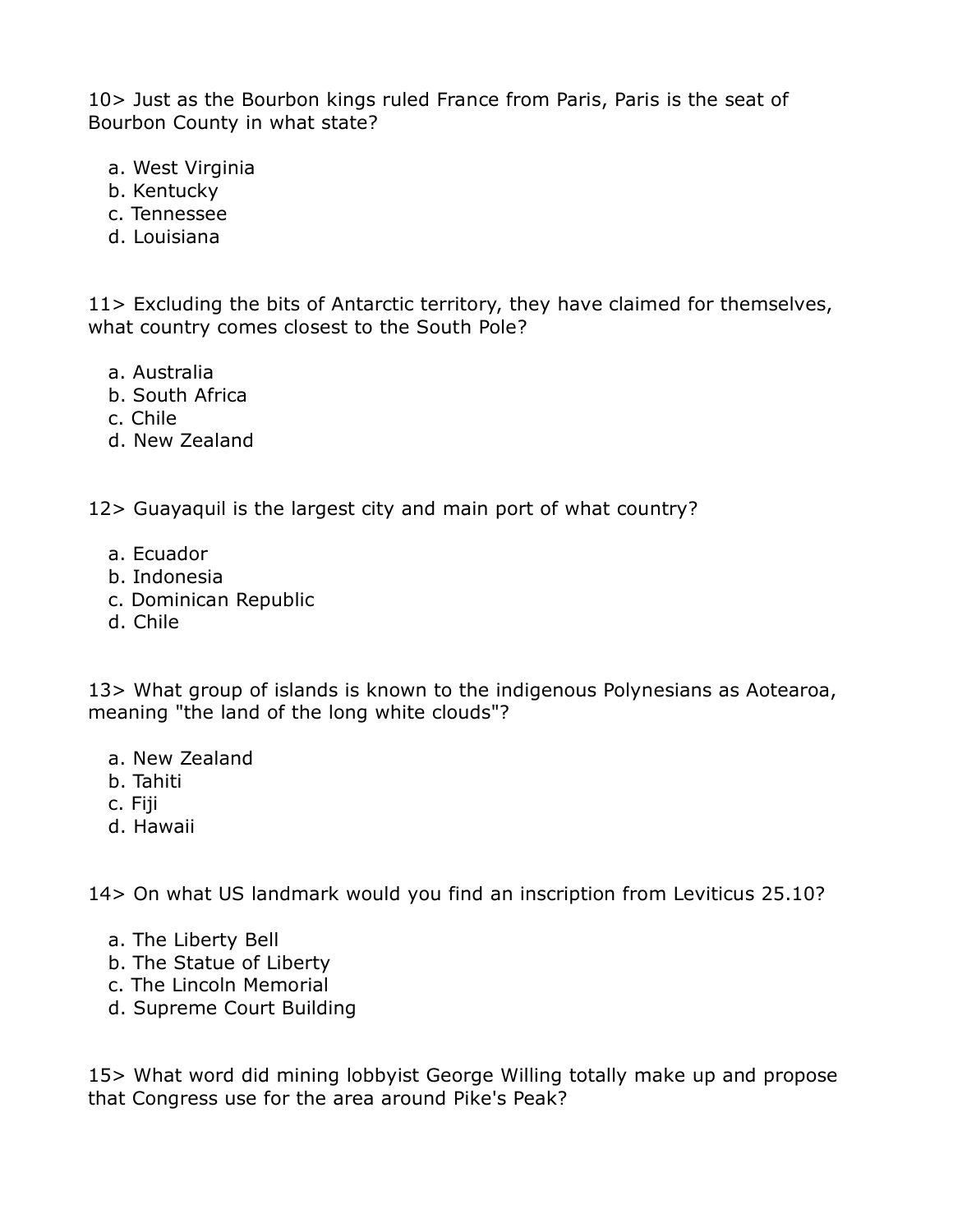10> Just as the Bourbon kings ruled France from Paris, Paris is the seat of Bourbon County in what state?

a. West Virginia
b. Kentucky
c. Tennessee
d. Louisiana

11> Excluding the bits of Antarctic territory, they have claimed for themselves, what country comes closest to the South Pole?

a. Australia
b. South Africa
c. Chile
d. New Zealand

12> Guayaquil is the largest city and main port of what country?

a. Ecuador
b. Indonesia
c. Dominican Republic
d. Chile

13> What group of islands is known to the indigenous Polynesians as Aotearoa, meaning "the land of the long white clouds"?

a. New Zealand
b. Tahiti
c. Fiji
d. Hawaii

14> On what US landmark would you find an inscription from Leviticus 25.10?

a. The Liberty Bell
b. The Statue of Liberty
c. The Lincoln Memorial
d. Supreme Court Building

15> What word did mining lobbyist George Willing totally make up and propose that Congress use for the area around Pike's Peak?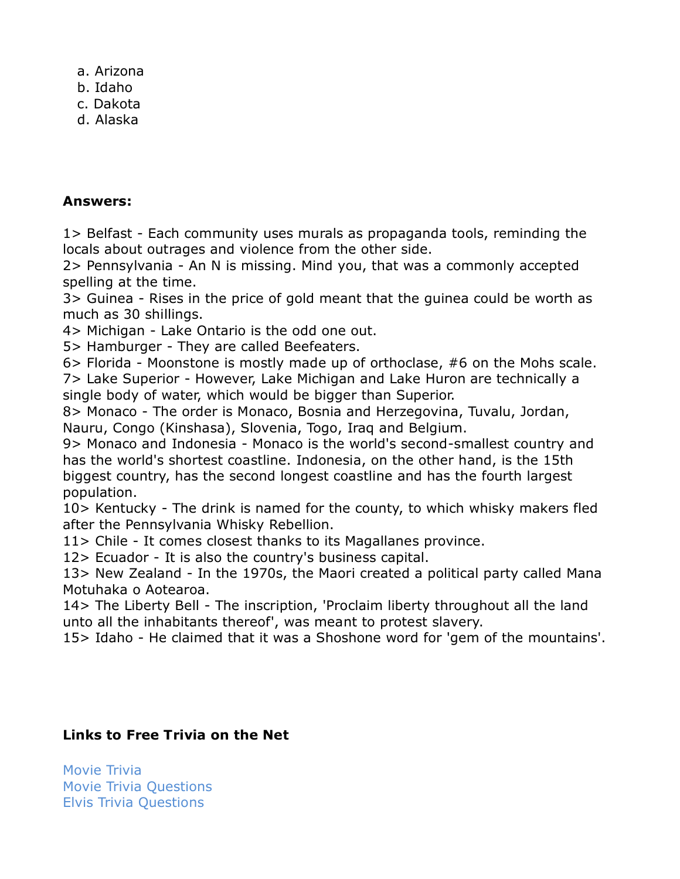a. Arizona
b. Idaho
c. Dakota
d. Alaska

**Answers:**

1> Belfast - Each community uses murals as propaganda tools, reminding the locals about outrages and violence from the other side.
2> Pensylvania - An N is missing. Mind you, that was a commonly accepted spelling at the time.
3> Guinea - Rises in the price of gold meant that the guinea could be worth as much as 30 shillings.
4> Michigan - Lake Ontario is the odd one out.
5> Hamburger - They are called Beefeaters.
6> Florida - Moonstone is mostly made up of orthoclase, #6 on the Mohs scale.
7> Lake Superior - However, Lake Michigan and Lake Huron are technically a single body of water, which would be bigger than Superior.
8> Monaco - The order is Monaco, Bosnia and Herzegovina, Tuvalu, Jordan, Nauru, Congo (Kinshasa), Slovenia, Togo, Iraq and Belgium.
9> Monaco and Indonesia - Monaco is the world's second-smallest country and has the world's shortest coastline. Indonesia, on the other hand, is the 15th biggest country, has the second longest coastline and has the fourth largest population.
10> Kentucky - The drink is named for the county, to which whisky makers fled after the Pennsylvania Whisky Rebellion.
11> Chile - It comes closest thanks to its Magallanes province.
12> Ecuador - It is also the country's business capital.
13> New Zealand - In the 1970s, the Maori created a political party called Mana Motuhaka o Aotearoa.
14> The Liberty Bell - The inscription, 'Proclaim liberty throughout all the land unto all the inhabitants thereof', was meant to protest slavery.
15> Idaho - He claimed that it was a Shoshone word for 'gem of the mountains'.

**Links to Free Trivia on the Net**

Movie Trivia
Movie Trivia Questions
Elvis Trivia Questions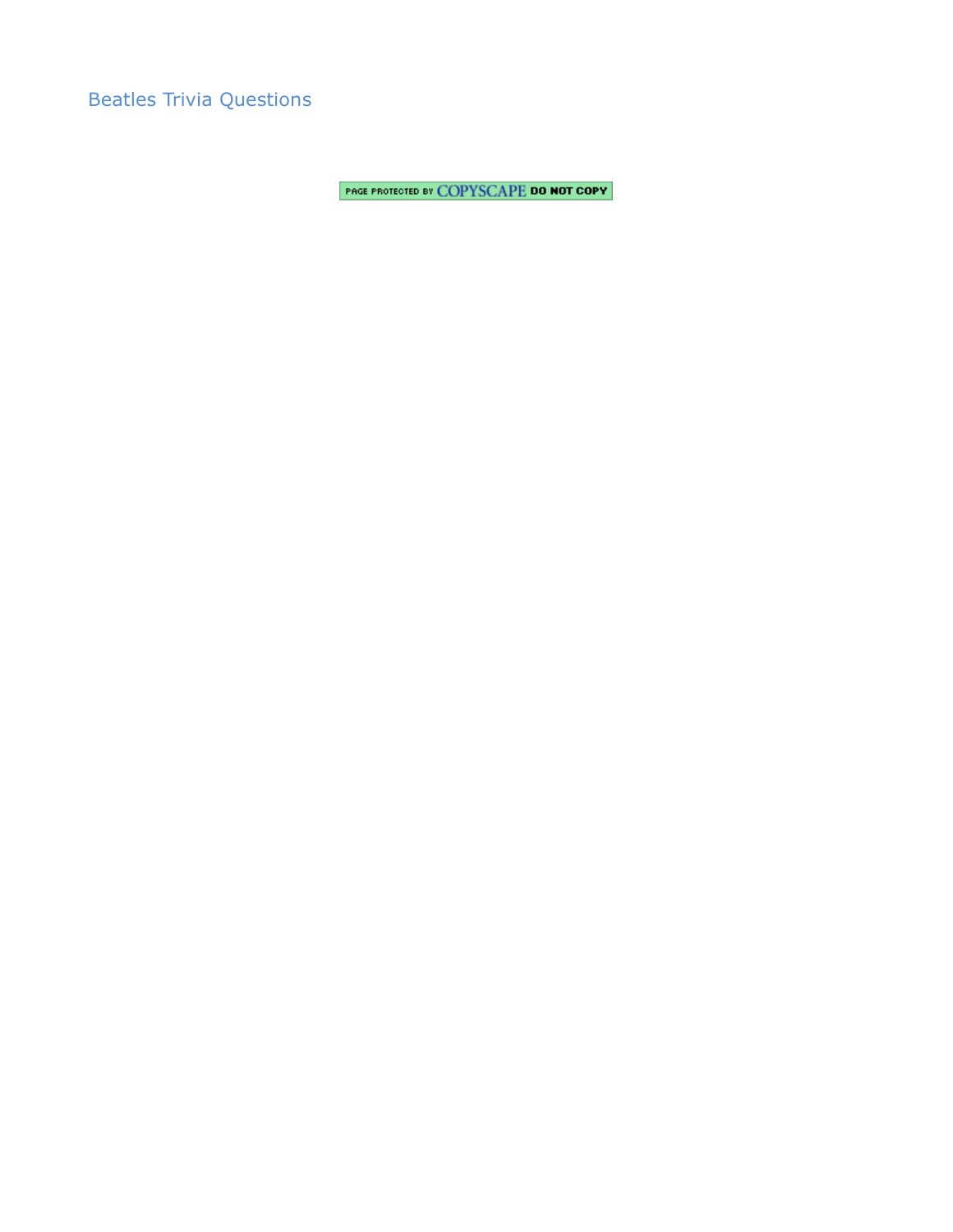Beatles Trivia Questions

PAGE PROTECTED BY COPYSCAPE DO NOT COPY